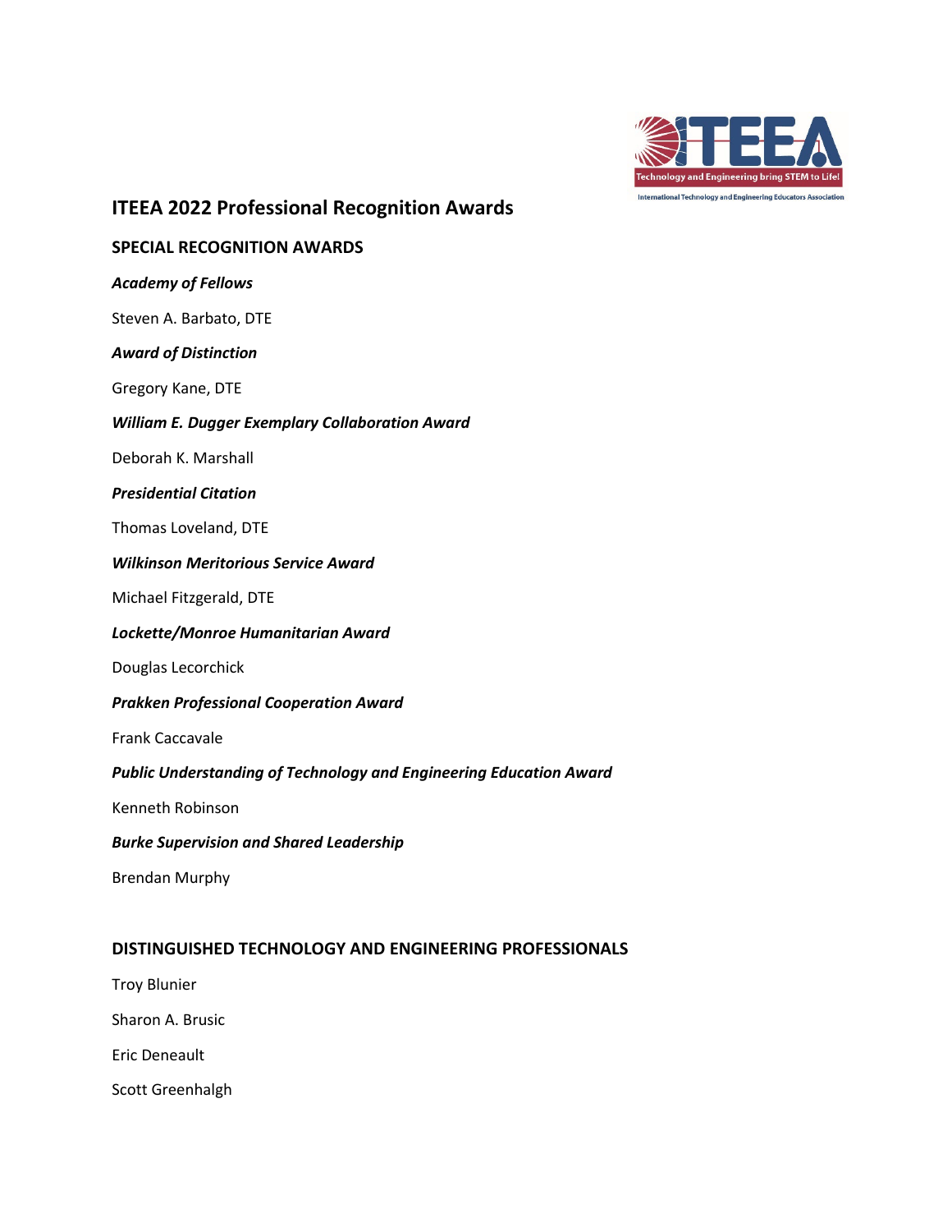# ITEEA 2022 Professional Recognition Awards

## SPECIAL RECOGNITION AWARDS

***Academy of Fellows***

Steven A. Barbato, DTE

***Award of Distinction***

Gregory Kane, DTE

***William E. Dugger Exemplary Collaboration Award***

Deborah K. Marshall

***Presidential Citation***

Thomas Loveland, DTE

***Wilkinson Meritorious Service Award***

Michael Fitzgerald, DTE

***Lockette/Monroe Humanitarian Award***

Douglas Lecorchick

***Prakken Professional Cooperation Award***

Frank Caccavale

***Public Understanding of Technology and Engineering Education Award***

Kenneth Robinson

***Burke Supervision and Shared Leadership***

Brendan Murphy

## DISTINGUISHED TECHNOLOGY AND ENGINEERING PROFESSIONALS

Troy Blunier

Sharon A. Brusic

Eric Deneault

Scott Greenhalgh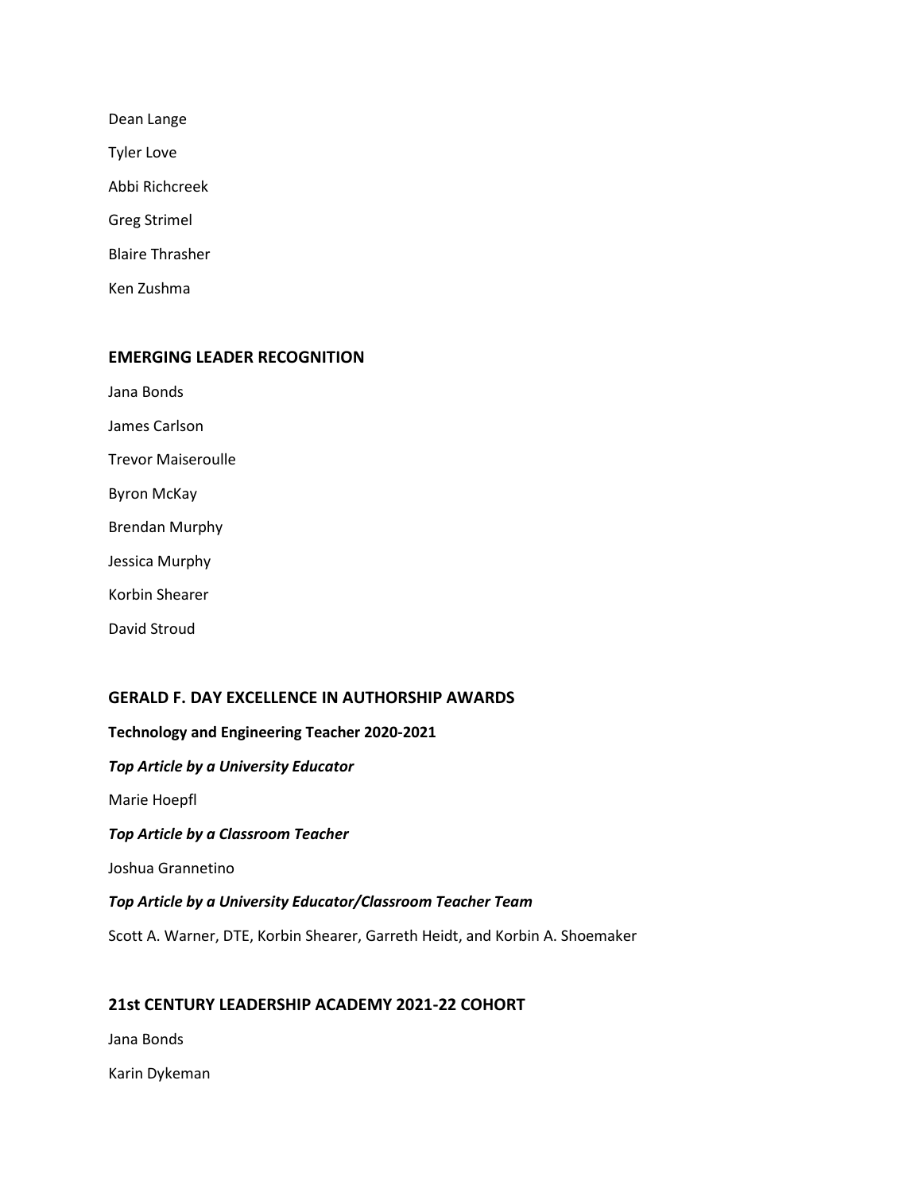Dean Lange

Tyler Love

Abbi Richcreek

Greg Strimel

Blaire Thrasher

Ken Zushma

## EMERGING LEADER RECOGNITION

Jana Bonds

James Carlson

Trevor Maiseroulle

Byron McKay

Brendan Murphy

Jessica Murphy

Korbin Shearer

David Stroud

## GERALD F. DAY EXCELLENCE IN AUTHORSHIP AWARDS

**Technology and Engineering Teacher 2020-2021**

***Top Article by a University Educator***

Marie Hoepfl

***Top Article by a Classroom Teacher***

Joshua Grannetino

***Top Article by a University Educator/Classroom Teacher Team***

Scott A. Warner, DTE, Korbin Shearer, Garreth Heidt, and Korbin A. Shoemaker

## 21st CENTURY LEADERSHIP ACADEMY 2021-22 COHORT

Jana Bonds

Karin Dykeman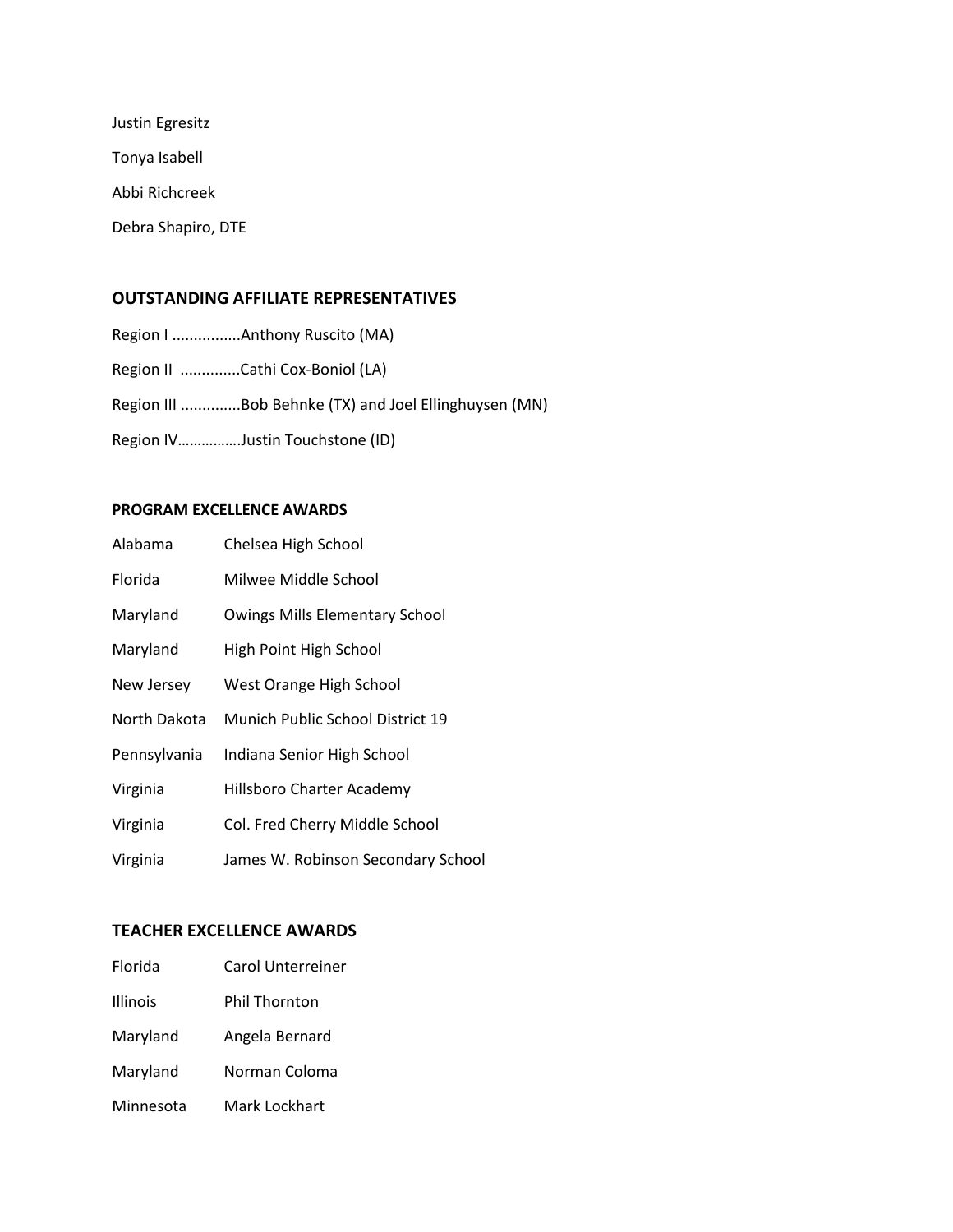Justin Egresitz

Tonya Isabell

Abbi Richcreek

Debra Shapiro, DTE

## OUTSTANDING AFFILIATE REPRESENTATIVES

Region I ................Anthony Ruscito (MA)

Region II ..............Cathi Cox-Boniol (LA)

Region III ..............Bob Behnke (TX) and Joel Ellinghuysen (MN)

Region IV……………Justin Touchstone (ID)

### PROGRAM EXCELLENCE AWARDS

| | |
|---|---|
| Alabama | Chelsea High School |
| Florida | Milwee Middle School |
| Maryland | Owings Mills Elementary School |
| Maryland | High Point High School |
| New Jersey | West Orange High School |
| North Dakota | Munich Public School District 19 |
| Pennsylvania | Indiana Senior High School |
| Virginia | Hillsboro Charter Academy |
| Virginia | Col. Fred Cherry Middle School |
| Virginia | James W. Robinson Secondary School |

## TEACHER EXCELLENCE AWARDS

| | |
|---|---|
| Florida | Carol Unterreiner |
| Illinois | Phil Thornton |
| Maryland | Angela Bernard |
| Maryland | Norman Coloma |
| Minnesota | Mark Lockhart |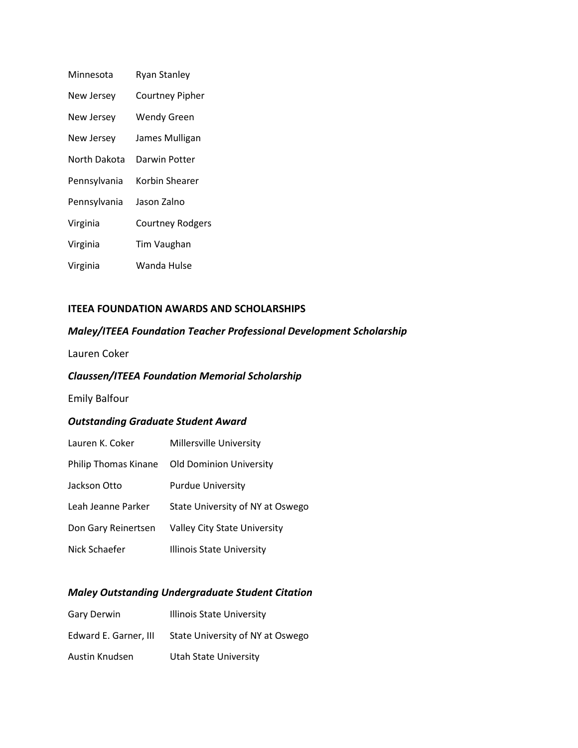| | |
|---|---|
| Minnesota | Ryan Stanley |
| New Jersey | Courtney Pipher |
| New Jersey | Wendy Green |
| New Jersey | James Mulligan |
| North Dakota | Darwin Potter |
| Pennsylvania | Korbin Shearer |
| Pennsylvania | Jason Zalno |
| Virginia | Courtney Rodgers |
| Virginia | Tim Vaughan |
| Virginia | Wanda Hulse |

## ITEEA FOUNDATION AWARDS AND SCHOLARSHIPS

### *Maley/ITEEA Foundation Teacher Professional Development Scholarship*

Lauren Coker

### *Claussen/ITEEA Foundation Memorial Scholarship*

Emily Balfour

### *Outstanding Graduate Student Award*

| | |
|---|---|
| Lauren K. Coker | Millersville University |
| Philip Thomas Kinane | Old Dominion University |
| Jackson Otto | Purdue University |
| Leah Jeanne Parker | State University of NY at Oswego |
| Don Gary Reinertsen | Valley City State University |
| Nick Schaefer | Illinois State University |

### *Maley Outstanding Undergraduate Student Citation*

| | |
|---|---|
| Gary Derwin | Illinois State University |
| Edward E. Garner, III | State University of NY at Oswego |
| Austin Knudsen | Utah State University |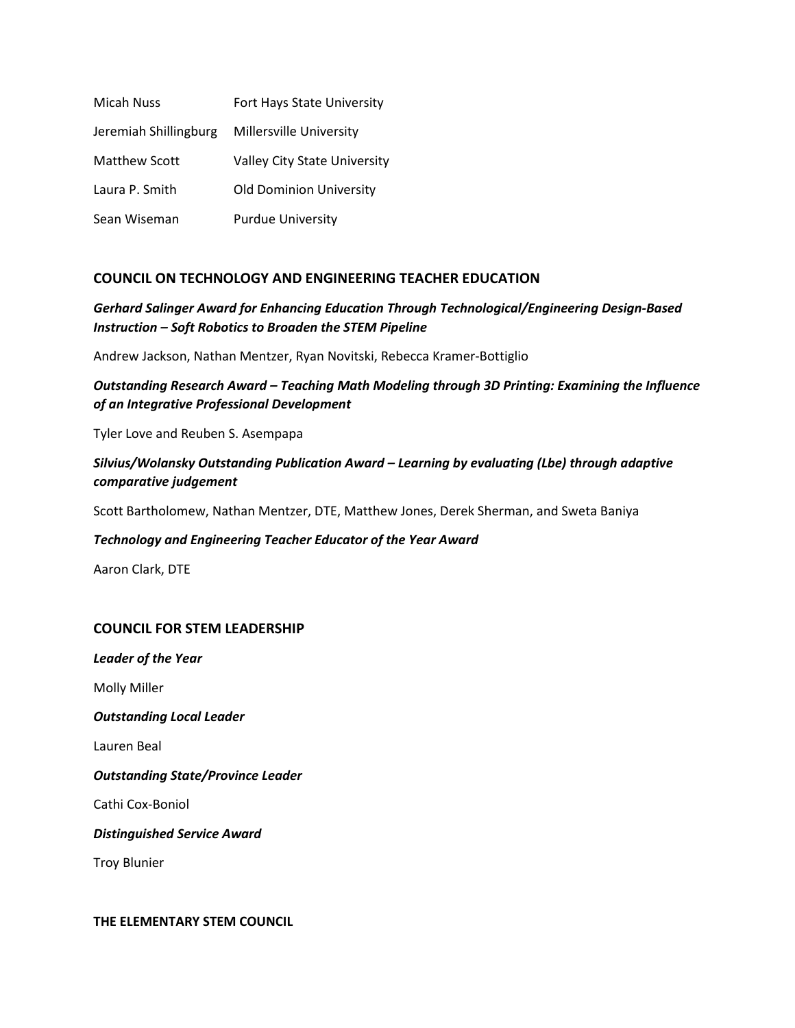| | |
|---|---|
| Micah Nuss | Fort Hays State University |
| Jeremiah Shillingburg | Millersville University |
| Matthew Scott | Valley City State University |
| Laura P. Smith | Old Dominion University |
| Sean Wiseman | Purdue University |

## COUNCIL ON TECHNOLOGY AND ENGINEERING TEACHER EDUCATION

***Gerhard Salinger Award for Enhancing Education Through Technological/Engineering Design-Based Instruction – Soft Robotics to Broaden the STEM Pipeline***

Andrew Jackson, Nathan Mentzer, Ryan Novitski, Rebecca Kramer-Bottiglio

***Outstanding Research Award – Teaching Math Modeling through 3D Printing: Examining the Influence of an Integrative Professional Development***

Tyler Love and Reuben S. Asempapa

***Silvius/Wolansky Outstanding Publication Award – Learning by evaluating (Lbe) through adaptive comparative judgement***

Scott Bartholomew, Nathan Mentzer, DTE, Matthew Jones, Derek Sherman, and Sweta Baniya

***Technology and Engineering Teacher Educator of the Year Award***

Aaron Clark, DTE

## COUNCIL FOR STEM LEADERSHIP

***Leader of the Year***

Molly Miller

***Outstanding Local Leader***

Lauren Beal

***Outstanding State/Province Leader***

Cathi Cox-Boniol

***Distinguished Service Award***

Troy Blunier

## THE ELEMENTARY STEM COUNCIL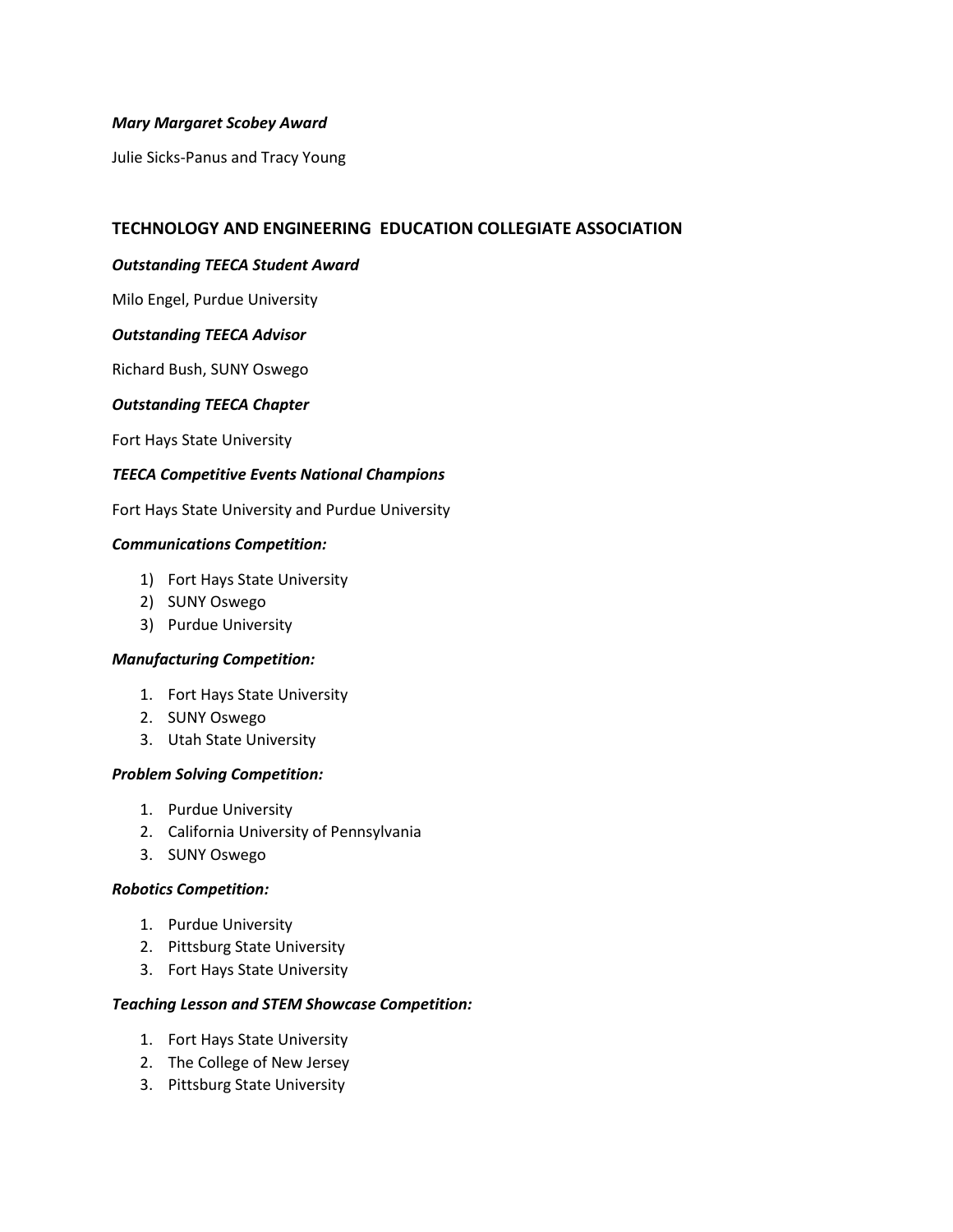*Mary Margaret Scobey Award*

Julie Sicks-Panus and Tracy Young

## TECHNOLOGY AND ENGINEERING EDUCATION COLLEGIATE ASSOCIATION

***Outstanding TEECA Student Award***

Milo Engel, Purdue University

***Outstanding TEECA Advisor***

Richard Bush, SUNY Oswego

***Outstanding TEECA Chapter***

Fort Hays State University

***TEECA Competitive Events National Champions***

Fort Hays State University and Purdue University

***Communications Competition:***

1) Fort Hays State University
2) SUNY Oswego
3) Purdue University

***Manufacturing Competition:***

1. Fort Hays State University
2. SUNY Oswego
3. Utah State University

***Problem Solving Competition:***

1. Purdue University
2. California University of Pennsylvania
3. SUNY Oswego

***Robotics Competition:***

1. Purdue University
2. Pittsburg State University
3. Fort Hays State University

***Teaching Lesson and STEM Showcase Competition:***

1. Fort Hays State University
2. The College of New Jersey
3. Pittsburg State University